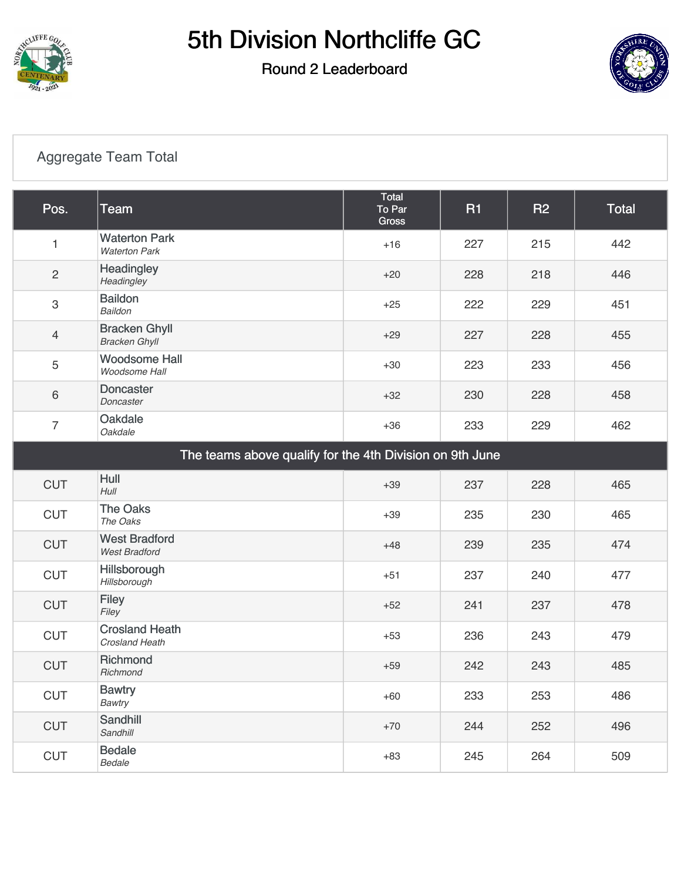# 5th Division Northcliffe GC

## Round 2 Leaderboard

### Aggregate Team Total

| Pos. | Team | Total To Par Gross | R1 | R2 | Total |
|---|---|---|---|---|---|
| 1 | Waterton Park<br>*Waterton Park* | +16 | 227 | 215 | 442 |
| 2 | Headingley<br>*Headingley* | +20 | 228 | 218 | 446 |
| 3 | Baildon<br>*Baildon* | +25 | 222 | 229 | 451 |
| 4 | Bracken Ghyll<br>*Bracken Ghyll* | +29 | 227 | 228 | 455 |
| 5 | Woodsome Hall<br>*Woodsome Hall* | +30 | 223 | 233 | 456 |
| 6 | Doncaster<br>*Doncaster* | +32 | 230 | 228 | 458 |
| 7 | Oakdale<br>*Oakdale* | +36 | 233 | 229 | 462 |
| The teams above qualify for the 4th Division on 9th June | | | | | |
| CUT | Hull<br>*Hull* | +39 | 237 | 228 | 465 |
| CUT | The Oaks<br>*The Oaks* | +39 | 235 | 230 | 465 |
| CUT | West Bradford<br>*West Bradford* | +48 | 239 | 235 | 474 |
| CUT | Hillsborough<br>*Hillsborough* | +51 | 237 | 240 | 477 |
| CUT | Filey<br>*Filey* | +52 | 241 | 237 | 478 |
| CUT | Crosland Heath<br>*Crosland Heath* | +53 | 236 | 243 | 479 |
| CUT | Richmond<br>*Richmond* | +59 | 242 | 243 | 485 |
| CUT | Bawtry<br>*Bawtry* | +60 | 233 | 253 | 486 |
| CUT | Sandhill<br>*Sandhill* | +70 | 244 | 252 | 496 |
| CUT | Bedale<br>*Bedale* | +83 | 245 | 264 | 509 |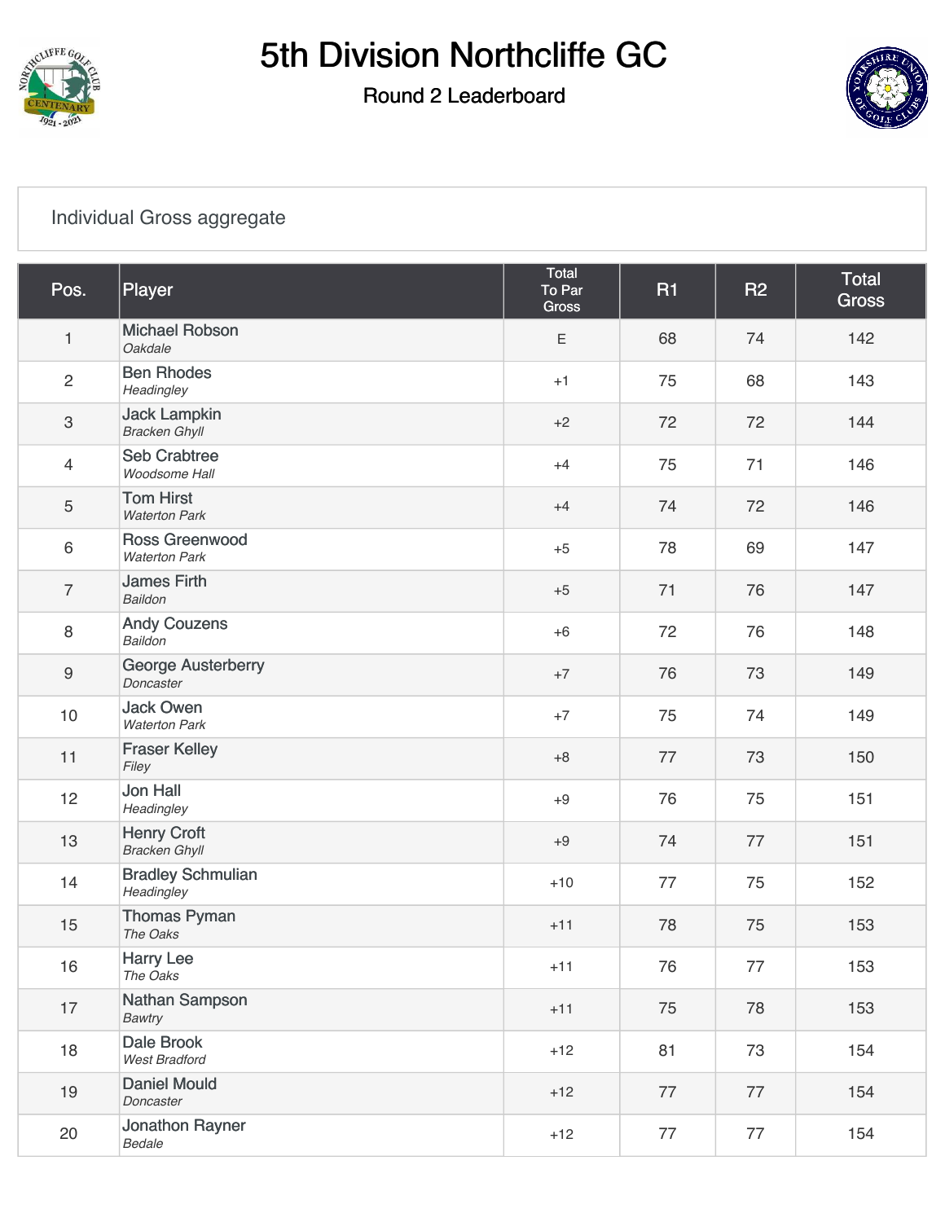# 5th Division Northcliffe GC

## Round 2 Leaderboard

Individual Gross aggregate

| Pos. | Player | Total To Par Gross | R1 | R2 | Total Gross |
|---|---|---|---|---|---|
| 1 | Michael Robson *Oakdale* | E | 68 | 74 | 142 |
| 2 | Ben Rhodes *Headingley* | +1 | 75 | 68 | 143 |
| 3 | Jack Lampkin *Bracken Ghyll* | +2 | 72 | 72 | 144 |
| 4 | Seb Crabtree *Woodsome Hall* | +4 | 75 | 71 | 146 |
| 5 | Tom Hirst *Waterton Park* | +4 | 74 | 72 | 146 |
| 6 | Ross Greenwood *Waterton Park* | +5 | 78 | 69 | 147 |
| 7 | James Firth *Baildon* | +5 | 71 | 76 | 147 |
| 8 | Andy Couzens *Baildon* | +6 | 72 | 76 | 148 |
| 9 | George Austerberry *Doncaster* | +7 | 76 | 73 | 149 |
| 10 | Jack Owen *Waterton Park* | +7 | 75 | 74 | 149 |
| 11 | Fraser Kelley *Filey* | +8 | 77 | 73 | 150 |
| 12 | Jon Hall *Headingley* | +9 | 76 | 75 | 151 |
| 13 | Henry Croft *Bracken Ghyll* | +9 | 74 | 77 | 151 |
| 14 | Bradley Schmulian *Headingley* | +10 | 77 | 75 | 152 |
| 15 | Thomas Pyman *The Oaks* | +11 | 78 | 75 | 153 |
| 16 | Harry Lee *The Oaks* | +11 | 76 | 77 | 153 |
| 17 | Nathan Sampson *Bawtry* | +11 | 75 | 78 | 153 |
| 18 | Dale Brook *West Bradford* | +12 | 81 | 73 | 154 |
| 19 | Daniel Mould *Doncaster* | +12 | 77 | 77 | 154 |
| 20 | Jonathon Rayner *Bedale* | +12 | 77 | 77 | 154 |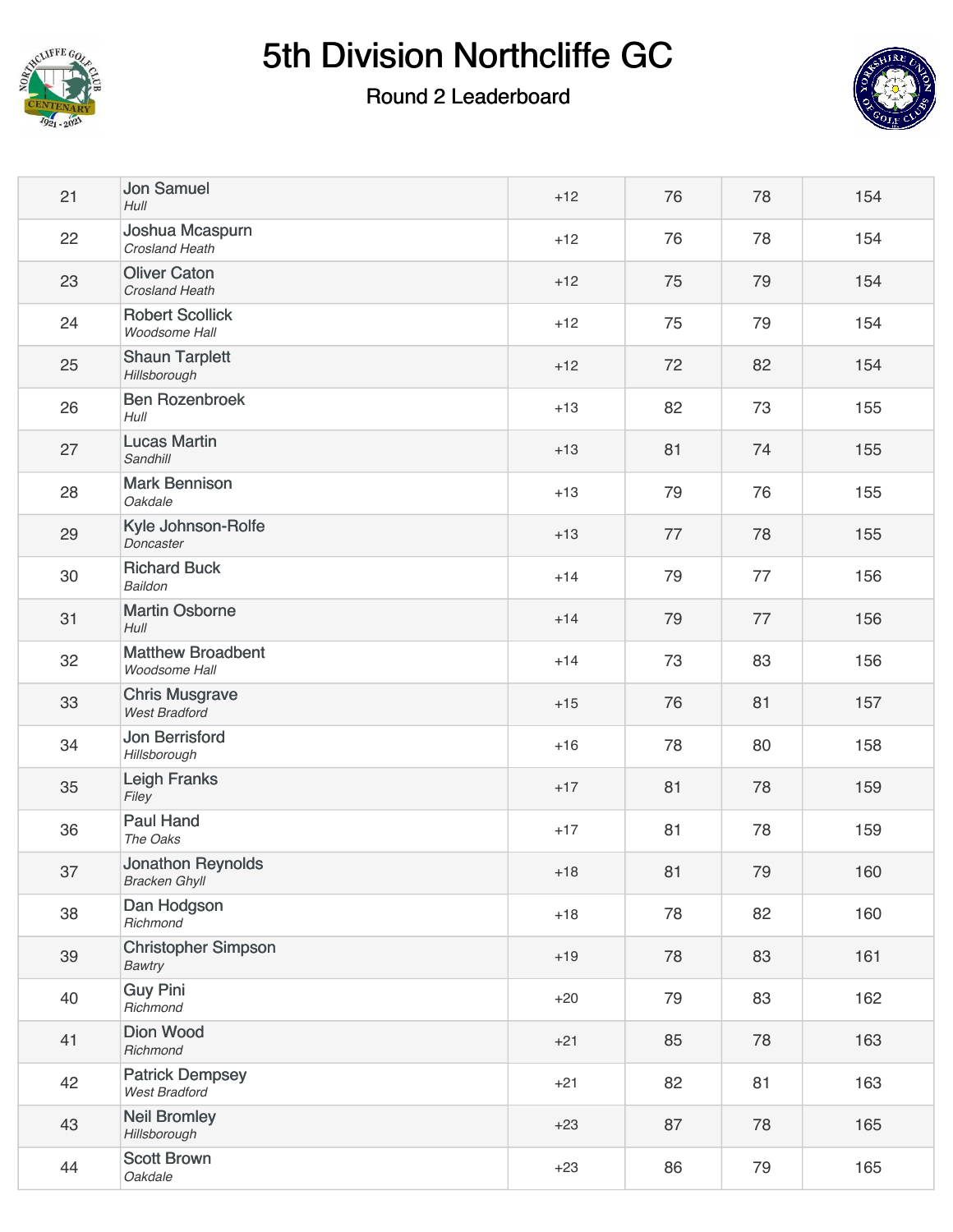# 5th Division Northcliffe GC

## Round 2 Leaderboard

| | | | | | |
|---|---|---|---|---|---|
| 21 | Jon Samuel<br>*Hull* | +12 | 76 | 78 | 154 |
| 22 | Joshua Mcaspurn<br>*Crosland Heath* | +12 | 76 | 78 | 154 |
| 23 | Oliver Caton<br>*Crosland Heath* | +12 | 75 | 79 | 154 |
| 24 | Robert Scollick<br>*Woodsome Hall* | +12 | 75 | 79 | 154 |
| 25 | Shaun Tarplett<br>*Hillsborough* | +12 | 72 | 82 | 154 |
| 26 | Ben Rozenbroek<br>*Hull* | +13 | 82 | 73 | 155 |
| 27 | Lucas Martin<br>*Sandhill* | +13 | 81 | 74 | 155 |
| 28 | Mark Bennison<br>*Oakdale* | +13 | 79 | 76 | 155 |
| 29 | Kyle Johnson-Rolfe<br>*Doncaster* | +13 | 77 | 78 | 155 |
| 30 | Richard Buck<br>*Baildon* | +14 | 79 | 77 | 156 |
| 31 | Martin Osborne<br>*Hull* | +14 | 79 | 77 | 156 |
| 32 | Matthew Broadbent<br>*Woodsome Hall* | +14 | 73 | 83 | 156 |
| 33 | Chris Musgrave<br>*West Bradford* | +15 | 76 | 81 | 157 |
| 34 | Jon Berrisford<br>*Hillsborough* | +16 | 78 | 80 | 158 |
| 35 | Leigh Franks<br>*Filey* | +17 | 81 | 78 | 159 |
| 36 | Paul Hand<br>*The Oaks* | +17 | 81 | 78 | 159 |
| 37 | Jonathon Reynolds<br>*Bracken Ghyll* | +18 | 81 | 79 | 160 |
| 38 | Dan Hodgson<br>*Richmond* | +18 | 78 | 82 | 160 |
| 39 | Christopher Simpson<br>*Bawtry* | +19 | 78 | 83 | 161 |
| 40 | Guy Pini<br>*Richmond* | +20 | 79 | 83 | 162 |
| 41 | Dion Wood<br>*Richmond* | +21 | 85 | 78 | 163 |
| 42 | Patrick Dempsey<br>*West Bradford* | +21 | 82 | 81 | 163 |
| 43 | Neil Bromley<br>*Hillsborough* | +23 | 87 | 78 | 165 |
| 44 | Scott Brown<br>*Oakdale* | +23 | 86 | 79 | 165 |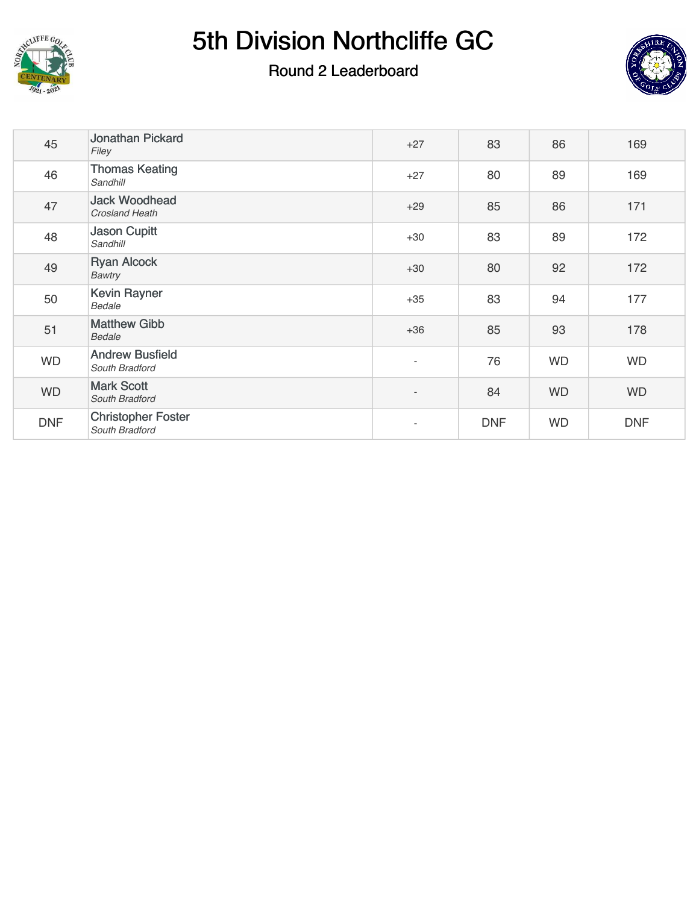# 5th Division Northcliffe GC

## Round 2 Leaderboard

| | | | | | |
|---|---|---|---|---|---|
| 45 | Jonathan Pickard<br>*Filey* | +27 | 83 | 86 | 169 |
| 46 | Thomas Keating<br>*Sandhill* | +27 | 80 | 89 | 169 |
| 47 | Jack Woodhead<br>*Crosland Heath* | +29 | 85 | 86 | 171 |
| 48 | Jason Cupitt<br>*Sandhill* | +30 | 83 | 89 | 172 |
| 49 | Ryan Alcock<br>*Bawtry* | +30 | 80 | 92 | 172 |
| 50 | Kevin Rayner<br>*Bedale* | +35 | 83 | 94 | 177 |
| 51 | Matthew Gibb<br>*Bedale* | +36 | 85 | 93 | 178 |
| WD | Andrew Busfield<br>*South Bradford* | - | 76 | WD | WD |
| WD | Mark Scott<br>*South Bradford* | - | 84 | WD | WD |
| DNF | Christopher Foster<br>*South Bradford* | - | DNF | WD | DNF |